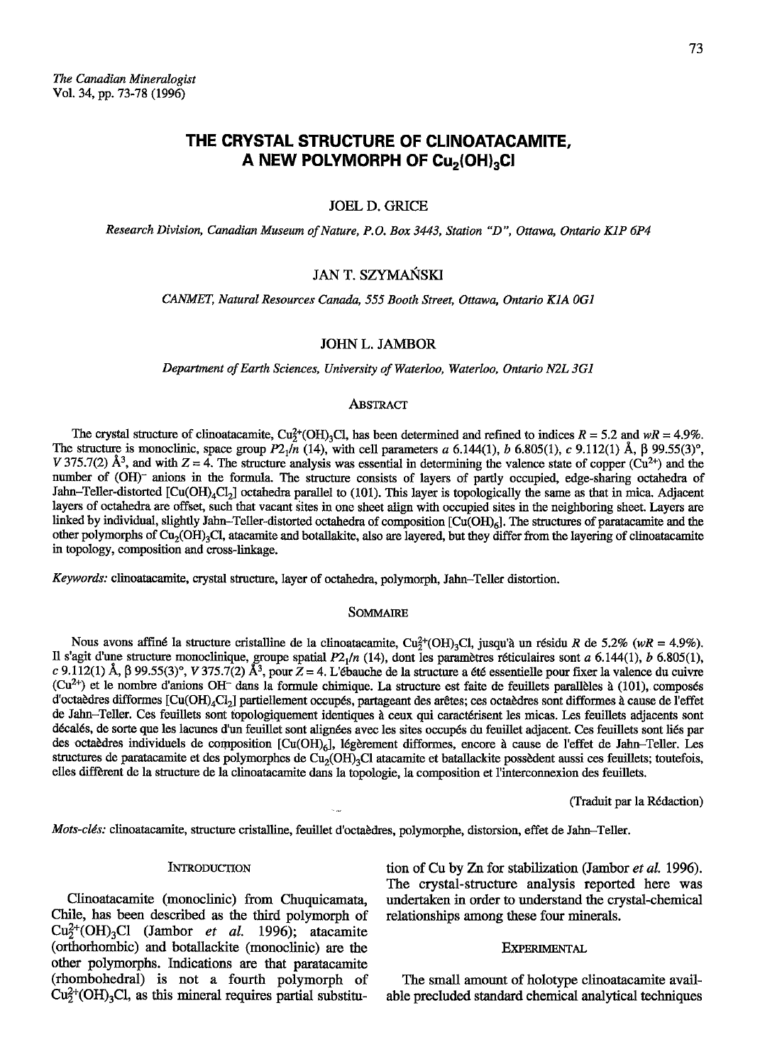*The Canadian Mineralogist*
Vol. 34, pp. 73-78 (1996)

# THE CRYSTAL STRUCTURE OF CLINOATACAMITE, A NEW POLYMORPH OF $Cu_2(OH)_3Cl$

JOEL D. GRICE

*Research Division, Canadian Museum of Nature, P.O. Box 3443, Station "D", Ottawa, Ontario K1P 6P4*

JAN T. SZYMAŃSKI

*CANMET, Natural Resources Canada, 555 Booth Street, Ottawa, Ontario K1A 0G1*

JOHN L. JAMBOR

*Department of Earth Sciences, University of Waterloo, Waterloo, Ontario N2L 3G1*

## Abstract

The crystal structure of clinoatacamite, $Cu^{2+}_2(OH)_3Cl$, has been determined and refined to indices $R = 5.2$ and $wR = 4.9\%$. The structure is monoclinic, space group $P2_1/n$ (14), with cell parameters $a$ 6.144(1), $b$ 6.805(1), $c$ 9.112(1) Å, $\beta$ 99.55(3)°, $V$ 375.7(2) Å$^3$, and with $Z = 4$. The structure analysis was essential in determining the valence state of copper ($Cu^{2+}$) and the number of $(OH)^-$ anions in the formula. The structure consists of layers of partly occupied, edge-sharing octahedra of Jahn–Teller-distorted $[Cu(OH)_4Cl_2]$ octahedra parallel to (101). This layer is topologically the same as that in mica. Adjacent layers of octahedra are offset, such that vacant sites in one sheet align with occupied sites in the neighboring sheet. Layers are linked by individual, slightly Jahn–Teller-distorted octahedra of composition $[Cu(OH)_6]$. The structures of paratacamite and the other polymorphs of $Cu_2(OH)_3Cl$, atacamite and botallackite, also are layered, but they differ from the layering of clinoatacamite in topology, composition and cross-linkage.

*Keywords:* clinoatacamite, crystal structure, layer of octahedra, polymorph, Jahn–Teller distortion.

## Sommaire

Nous avons affiné la structure cristalline de la clinoatacamite, $Cu^{2+}_2(OH)_3Cl$, jusqu'à un résidu $R$ de 5.2% ($wR = 4.9\%$). Il s'agit d'une structure monoclinique, groupe spatial $P2_1/n$ (14), dont les paramètres réticulaires sont $a$ 6.144(1), $b$ 6.805(1), $c$ 9.112(1) Å, $\beta$ 99.55(3)°, $V$ 375.7(2) Å$^3$, pour $Z = 4$. L'ébauche de la structure a été essentielle pour fixer la valence du cuivre ($Cu^{2+}$) et le nombre d'anions $OH^-$ dans la formule chimique. La structure est faite de feuillets parallèles à (101), composés d'octaèdres difformes $[Cu(OH)_4Cl_2]$ partiellement occupés, partageant des arêtes; ces octaèdres sont difformes à cause de l'effet de Jahn–Teller. Ces feuillets sont topologiquement identiques à ceux qui caractérisent les micas. Les feuillets adjacents sont décalés, de sorte que les lacunes d'un feuillet sont alignées avec les sites occupés du feuillet adjacent. Ces feuillets sont liés par des octaèdres individuels de composition $[Cu(OH)_6]$, légèrement difformes, encore à cause de l'effet de Jahn–Teller. Les structures de paratacamite et des polymorphes de $Cu_2(OH)_3Cl$ atacamite et botallackite possèdent aussi ces feuillets; toutefois, elles diffèrent de la structure de la clinoatacamite dans la topologie, la composition et l'interconnexion des feuillets.

(Traduit par la Rédaction)

*Mots-clés:* clinoatacamite, structure cristalline, feuillet d'octaèdres, polymorphe, distorsion, effet de Jahn–Teller.

## Introduction

Clinoatacamite (monoclinic) from Chuquicamata, Chile, has been described as the third polymorph of $Cu^{2+}_2(OH)_3Cl$ (Jambor *et al.* 1996); atacamite (orthorhombic) and botallackite (monoclinic) are the other polymorphs. Indications are that paratacamite (rhombohedral) is not a fourth polymorph of $Cu^{2+}_2(OH)_3Cl$, as this mineral requires partial substitution of Cu by Zn for stabilization (Jambor *et al.* 1996). The crystal-structure analysis reported here was undertaken in order to understand the crystal-chemical relationships among these four minerals.

## Experimental

The small amount of holotype clinoatacamite available precluded standard chemical analytical techniques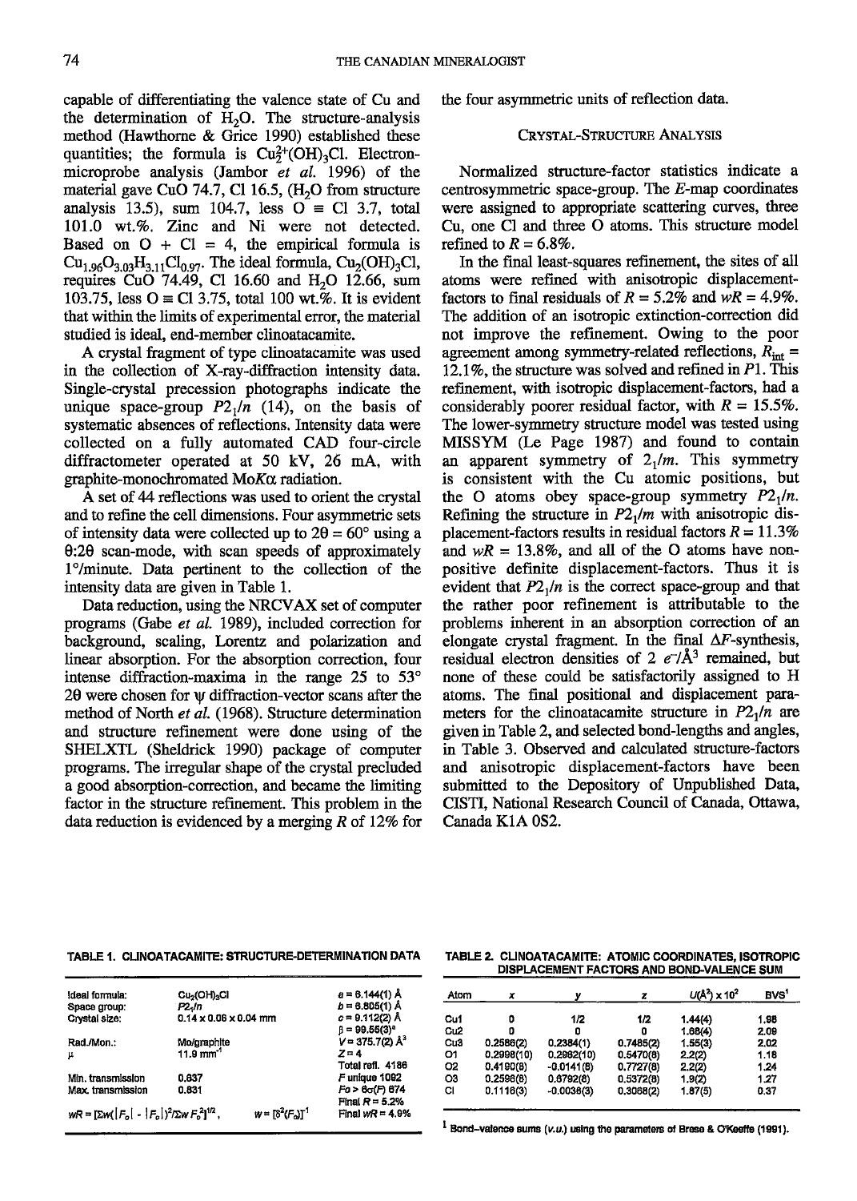capable of differentiating the valence state of Cu and the determination of $H_2O$. The structure-analysis method (Hawthorne & Grice 1990) established these quantities; the formula is $Cu_2^{2+}(OH)_3Cl$. Electron-microprobe analysis (Jambor *et al.* 1996) of the material gave CuO 74.7, Cl 16.5, ($H_2O$ from structure analysis 13.5), sum 104.7, less O ≡ Cl 3.7, total 101.0 wt.%. Zinc and Ni were not detected. Based on O + Cl = 4, the empirical formula is $Cu_{1.96}O_{3.03}H_{3.11}Cl_{0.97}$. The ideal formula, $Cu_2(OH)_3Cl$, requires CuO 74.49, Cl 16.60 and $H_2O$ 12.66, sum 103.75, less O ≡ Cl 3.75, total 100 wt.%. It is evident that within the limits of experimental error, the material studied is ideal, end-member clinoatacamite.

A crystal fragment of type clinoatacamite was used in the collection of X-ray-diffraction intensity data. Single-crystal precession photographs indicate the unique space-group $P2_1/n$ (14), on the basis of systematic absences of reflections. Intensity data were collected on a fully automated CAD four-circle diffractometer operated at 50 kV, 26 mA, with graphite-monochromated Mo$K\alpha$ radiation.

A set of 44 reflections was used to orient the crystal and to refine the cell dimensions. Four asymmetric sets of intensity data were collected up to $2\theta = 60°$ using a $\theta$:$2\theta$ scan-mode, with scan speeds of approximately 1°/minute. Data pertinent to the collection of the intensity data are given in Table 1.

Data reduction, using the NRCVAX set of computer programs (Gabe *et al.* 1989), included correction for background, scaling, Lorentz and polarization and linear absorption. For the absorption correction, four intense diffraction-maxima in the range 25 to 53° $2\theta$ were chosen for $\psi$ diffraction-vector scans after the method of North *et al.* (1968). Structure determination and structure refinement were done using of the SHELXTL (Sheldrick 1990) package of computer programs. The irregular shape of the crystal precluded a good absorption-correction, and became the limiting factor in the structure refinement. This problem in the data reduction is evidenced by a merging $R$ of 12% for the four asymmetric units of reflection data.

## Crystal-Structure Analysis

Normalized structure-factor statistics indicate a centrosymmetric space-group. The $E$-map coordinates were assigned to appropriate scattering curves, three Cu, one Cl and three O atoms. This structure model refined to $R = 6.8\%$.

In the final least-squares refinement, the sites of all atoms were refined with anisotropic displacement-factors to final residuals of $R = 5.2\%$ and $wR = 4.9\%$. The addition of an isotropic extinction-correction did not improve the refinement. Owing to the poor agreement among symmetry-related reflections, $R_{int} = 12.1\%$, the structure was solved and refined in $P1$. This refinement, with isotropic displacement-factors, had a considerably poorer residual factor, with $R = 15.5\%$. The lower-symmetry structure model was tested using MISSYM (Le Page 1987) and found to contain an apparent symmetry of $2_1/m$. This symmetry is consistent with the Cu atomic positions, but the O atoms obey space-group symmetry $P2_1/n$. Refining the structure in $P2_1/m$ with anisotropic displacement-factors results in residual factors $R = 11.3\%$ and $wR = 13.8\%$, and all of the O atoms have non-positive definite displacement-factors. Thus it is evident that $P2_1/n$ is the correct space-group and that the rather poor refinement is attributable to the problems inherent in an absorption correction of an elongate crystal fragment. In the final $\Delta F$-synthesis, residual electron densities of 2 $e^-/Å^3$ remained, but none of these could be satisfactorily assigned to H atoms. The final positional and displacement parameters for the clinoatacamite structure in $P2_1/n$ are given in Table 2, and selected bond-lengths and angles, in Table 3. Observed and calculated structure-factors and anisotropic displacement-factors have been submitted to the Depository of Unpublished Data, CISTI, National Research Council of Canada, Ottawa, Canada K1A 0S2.

TABLE 1. CLINOATACAMITE: STRUCTURE-DETERMINATION DATA

| | | |
|---|---|---|
| Ideal formula: | $Cu_2(OH)_3Cl$ | $a$ = 6.144(1) Å |
| Space group: | $P2_1/n$ | $b$ = 6.805(1) Å |
| Crystal size: | 0.14 x 0.06 x 0.04 mm | $c$ = 9.112(2) Å |
| | | $\beta$ = 99.55(3)° |
| Rad./Mon.: | Mo/graphite | $V$ = 375.7(2) $Å^3$ |
| $\mu$ | 11.9 $mm^{-1}$ | $Z$ = 4 |
| | | Total refl. 4186 |
| Min. transmission | 0.637 | $F$ unique 1092 |
| Max. transmission | 0.831 | $Fo > 6\sigma(F)$ 674 |
| | | Final $R$ = 5.2% |
| $wR = [\Sigma w(\|F_o\| - \|F_c\|)^2/\Sigma w F_o^2]^{1/2}$, | $w = [\sigma^2(F_o)]^{-1}$ | Final $wR$ = 4.9% |

TABLE 2. CLINOATACAMITE: ATOMIC COORDINATES, ISOTROPIC DISPLACEMENT FACTORS AND BOND-VALENCE SUM

| Atom | x | y | z | $U(Å^2) \times 10^2$ | BVS[1] |
|---|---|---|---|---|---|
| Cu1 | 0 | 1/2 | 1/2 | 1.44(4) | 1.98 |
| Cu2 | 0 | 0 | 0 | 1.68(4) | 2.09 |
| Cu3 | 0.2586(2) | 0.2384(1) | 0.7485(2) | 1.55(3) | 2.02 |
| O1 | 0.2998(10) | 0.2962(10) | 0.5470(8) | 2.2(2) | 1.18 |
| O2 | 0.4190(8) | -0.0141(8) | 0.7727(8) | 2.2(2) | 1.24 |
| O3 | 0.2596(8) | 0.6792(8) | 0.5372(8) | 1.9(2) | 1.27 |
| Cl | 0.1116(3) | -0.0038(3) | 0.3068(2) | 1.87(5) | 0.37 |

[1] Bond-valence sums (v.u.) using the parameters of Brese & O'Keeffe (1991).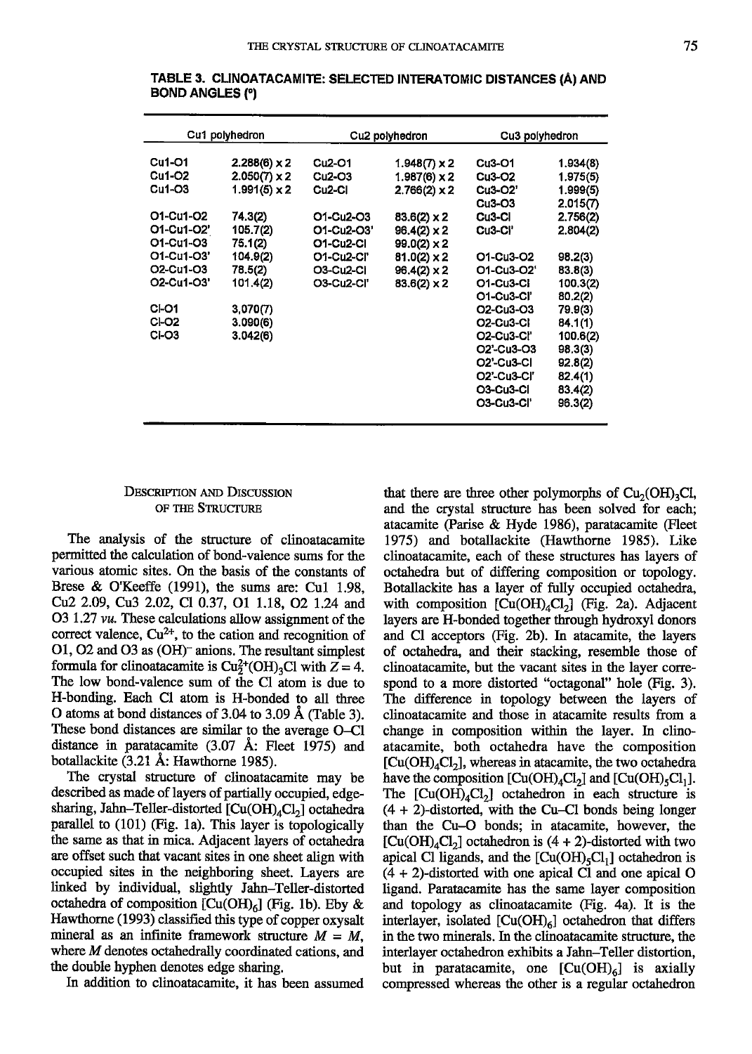TABLE 3. CLINOATACAMITE: SELECTED INTERATOMIC DISTANCES (Å) AND BOND ANGLES (°)

| Cu1 polyhedron | | Cu2 polyhedron | | Cu3 polyhedron | |
|---|---|---|---|---|---|
| Cu1-O1 | 2.288(6) × 2 | Cu2-O1 | 1.948(7) × 2 | Cu3-O1 | 1.934(8) |
| Cu1-O2 | 2.050(7) × 2 | Cu2-O3 | 1.987(6) × 2 | Cu3-O2 | 1.975(5) |
| Cu1-O3 | 1.991(5) × 2 | Cu2-Cl | 2.766(2) × 2 | Cu3-O2' | 1.999(5) |
| | | | | Cu3-O3 | 2.015(7) |
| O1-Cu1-O2 | 74.3(2) | O1-Cu2-O3 | 83.6(2) × 2 | Cu3-Cl | 2.756(2) |
| O1-Cu1-O2' | 105.7(2) | O1-Cu2-O3' | 96.4(2) × 2 | Cu3-Cl' | 2.804(2) |
| O1-Cu1-O3 | 75.1(2) | O1-Cu2-Cl | 99.0(2) × 2 | | |
| O1-Cu1-O3' | 104.9(2) | O1-Cu2-Cl' | 81.0(2) × 2 | O1-Cu3-O2 | 98.2(3) |
| O2-Cu1-O3 | 78.5(2) | O3-Cu2-Cl | 96.4(2) × 2 | O1-Cu3-O2' | 83.8(3) |
| O2-Cu1-O3' | 101.4(2) | O3-Cu2-Cl' | 83.6(2) × 2 | O1-Cu3-Cl | 100.3(2) |
| | | | | O1-Cu3-Cl' | 80.2(2) |
| Cl-O1 | 3.070(7) | | | O2-Cu3-O3 | 79.9(3) |
| Cl-O2 | 3.090(6) | | | O2-Cu3-Cl | 84.1(1) |
| Cl-O3 | 3.042(6) | | | O2-Cu3-Cl' | 100.6(2) |
| | | | | O2'-Cu3-O3 | 98.3(3) |
| | | | | O2'-Cu3-Cl | 92.8(2) |
| | | | | O2'-Cu3-Cl' | 82.4(1) |
| | | | | O3-Cu3-Cl | 83.4(2) |
| | | | | O3-Cu3-Cl' | 96.3(2) |

## Description and Discussion of the Structure

The analysis of the structure of clinoatacamite permitted the calculation of bond-valence sums for the various atomic sites. On the basis of the constants of Brese & O'Keeffe (1991), the sums are: Cu1 1.98, Cu2 2.09, Cu3 2.02, Cl 0.37, O1 1.18, O2 1.24 and O3 1.27 *vu*. These calculations allow assignment of the correct valence, $Cu^{2+}$, to the cation and recognition of O1, O2 and O3 as $(OH)^-$ anions. The resultant simplest formula for clinoatacamite is $Cu^{2+}_2(OH)_3Cl$ with $Z = 4$. The low bond-valence sum of the Cl atom is due to H-bonding. Each Cl atom is H-bonded to all three O atoms at bond distances of 3.04 to 3.09 Å (Table 3). These bond distances are similar to the average O–Cl distance in paratacamite (3.07 Å: Fleet 1975) and botallackite (3.21 Å: Hawthorne 1985).

The crystal structure of clinoatacamite may be described as made of layers of partially occupied, edge-sharing, Jahn–Teller-distorted $[Cu(OH)_4Cl_2]$ octahedra parallel to (101) (Fig. 1a). This layer is topologically the same as that in mica. Adjacent layers of octahedra are offset such that vacant sites in one sheet align with occupied sites in the neighboring sheet. Layers are linked by individual, slightly Jahn–Teller-distorted octahedra of composition $[Cu(OH)_6]$ (Fig. 1b). Eby & Hawthorne (1993) classified this type of copper oxysalt mineral as an infinite framework structure *M* = *M*, where *M* denotes octahedrally coordinated cations, and the double hyphen denotes edge sharing.

In addition to clinoatacamite, it has been assumed that there are three other polymorphs of $Cu_2(OH)_3Cl$, and the crystal structure has been solved for each; atacamite (Parise & Hyde 1986), paratacamite (Fleet 1975) and botallackite (Hawthorne 1985). Like clinoatacamite, each of these structures has layers of octahedra but of differing composition or topology. Botallackite has a layer of fully occupied octahedra, with composition $[Cu(OH)_4Cl_2]$ (Fig. 2a). Adjacent layers are H-bonded together through hydroxyl donors and Cl acceptors (Fig. 2b). In atacamite, the layers of octahedra, and their stacking, resemble those of clinoatacamite, but the vacant sites in the layer correspond to a more distorted "octagonal" hole (Fig. 3). The difference in topology between the layers of clinoatacamite and those in atacamite results from a change in composition within the layer. In clinoatacamite, both octahedra have the composition $[Cu(OH)_4Cl_2]$, whereas in atacamite, the two octahedra have the composition $[Cu(OH)_4Cl_2]$ and $[Cu(OH)_5Cl_1]$. The $[Cu(OH)_4Cl_2]$ octahedron in each structure is (4 + 2)-distorted, with the Cu–Cl bonds being longer than the Cu–O bonds; in atacamite, however, the $[Cu(OH)_4Cl_2]$ octahedron is (4 + 2)-distorted with two apical Cl ligands, and the $[Cu(OH)_5Cl_1]$ octahedron is (4 + 2)-distorted with one apical Cl and one apical O ligand. Paratacamite has the same layer composition and topology as clinoatacamite (Fig. 4a). It is the interlayer, isolated $[Cu(OH)_6]$ octahedron that differs in the two minerals. In the clinoatacamite structure, the interlayer octahedron exhibits a Jahn–Teller distortion, but in paratacamite, one $[Cu(OH)_6]$ is axially compressed whereas the other is a regular octahedron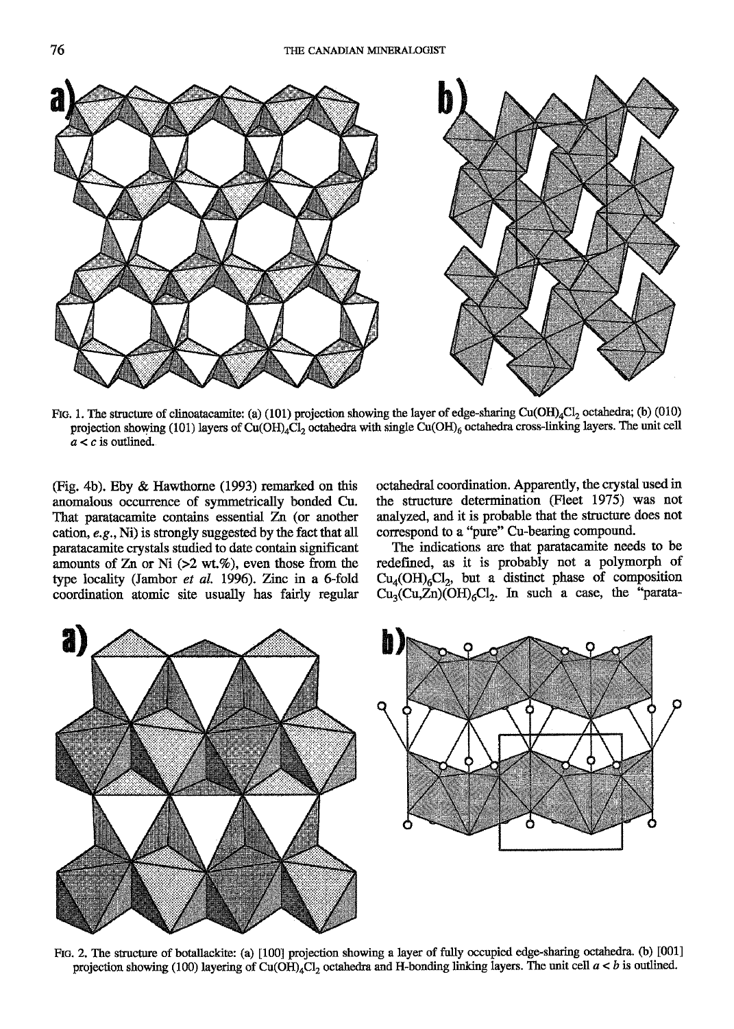FIG. 1. The structure of clinoatacamite: (a) (101) projection showing the layer of edge-sharing $Cu(OH)_4Cl_2$ octahedra; (b) (010) projection showing (101) layers of $Cu(OH)_4Cl_2$ octahedra with single $Cu(OH)_6$ octahedra cross-linking layers. The unit cell $a < c$ is outlined.

(Fig. 4b). Eby & Hawthorne (1993) remarked on this anomalous occurrence of symmetrically bonded Cu. That paratacamite contains essential Zn (or another cation, *e.g.*, Ni) is strongly suggested by the fact that all paratacamite crystals studied to date contain significant amounts of Zn or Ni (>2 wt.%), even those from the type locality (Jambor *et al.* 1996). Zinc in a 6-fold coordination atomic site usually has fairly regular octahedral coordination. Apparently, the crystal used in the structure determination (Fleet 1975) was not analyzed, and it is probable that the structure does not correspond to a "pure" Cu-bearing compound.

The indications are that paratacamite needs to be redefined, as it is probably not a polymorph of $Cu_4(OH)_6Cl_2$, but a distinct phase of composition $Cu_3(Cu,Zn)(OH)_6Cl_2$. In such a case, the "parata-

FIG. 2. The structure of botallackite: (a) [100] projection showing a layer of fully occupied edge-sharing octahedra. (b) [001] projection showing (100) layering of $Cu(OH)_4Cl_2$ octahedra and H-bonding linking layers. The unit cell $a < b$ is outlined.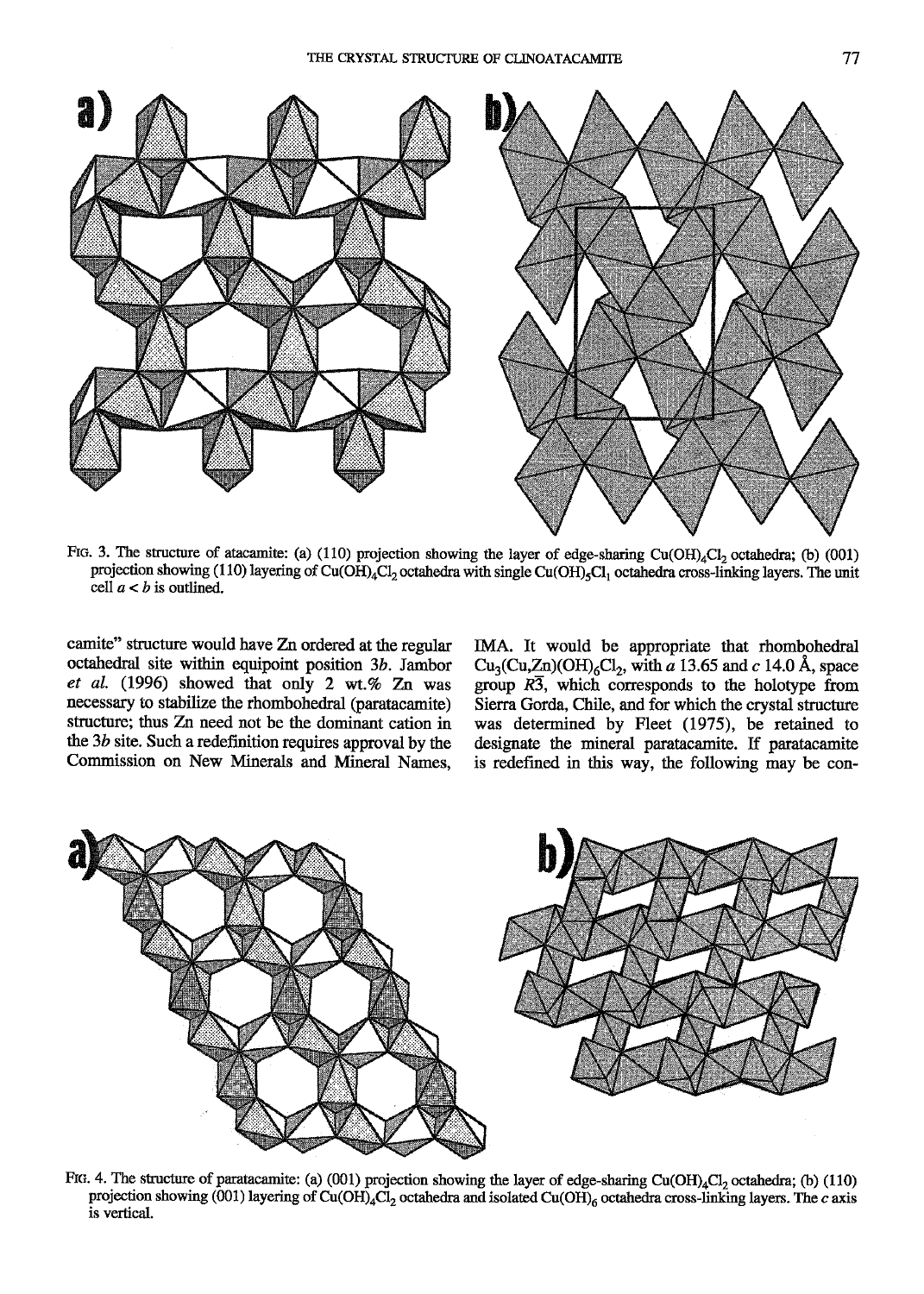FIG. 3. The structure of atacamite: (a) (110) projection showing the layer of edge-sharing $Cu(OH)_4Cl_2$ octahedra; (b) (001) projection showing (110) layering of $Cu(OH)_4Cl_2$ octahedra with single $Cu(OH)_5Cl_1$ octahedra cross-linking layers. The unit cell $a < b$ is outlined.

camite" structure would have Zn ordered at the regular octahedral site within equipoint position 3*b*. Jambor *et al.* (1996) showed that only 2 wt.% Zn was necessary to stabilize the rhombohedral (paratacamite) structure; thus Zn need not be the dominant cation in the 3*b* site. Such a redefinition requires approval by the Commission on New Minerals and Mineral Names, IMA. It would be appropriate that rhombohedral $Cu_3(Cu,Zn)(OH)_6Cl_2$, with *a* 13.65 and *c* 14.0 Å, space group $R\bar{3}$, which corresponds to the holotype from Sierra Gorda, Chile, and for which the crystal structure was determined by Fleet (1975), be retained to designate the mineral paratacamite. If paratacamite is redefined in this way, the following may be con-

FIG. 4. The structure of paratacamite: (a) (001) projection showing the layer of edge-sharing $Cu(OH)_4Cl_2$ octahedra; (b) (110) projection showing (001) layering of $Cu(OH)_4Cl_2$ octahedra and isolated $Cu(OH)_6$ octahedra cross-linking layers. The *c* axis is vertical.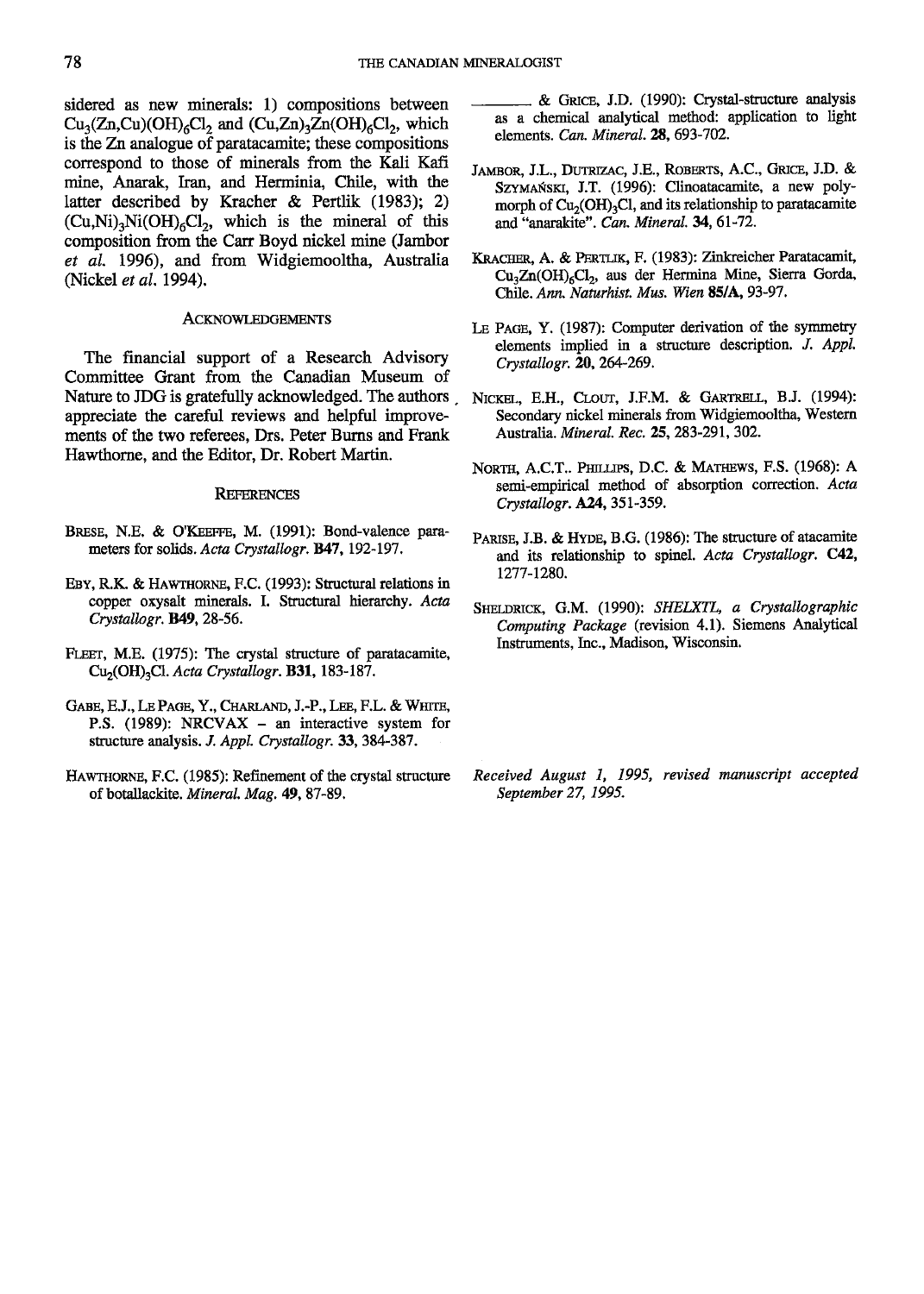sidered as new minerals: 1) compositions between $Cu_3(Zn,Cu)(OH)_6Cl_2$ and $(Cu,Zn)_3Zn(OH)_6Cl_2$, which is the Zn analogue of paratacamite; these compositions correspond to those of minerals from the Kali Kafi mine, Anarak, Iran, and Herminia, Chile, with the latter described by Kracher & Pertlik (1983); 2) $(Cu,Ni)_3Ni(OH)_6Cl_2$, which is the mineral of this composition from the Carr Boyd nickel mine (Jambor *et al.* 1996), and from Widgiemooltha, Australia (Nickel *et al.* 1994).

## Acknowledgements

The financial support of a Research Advisory Committee Grant from the Canadian Museum of Nature to JDG is gratefully acknowledged. The authors appreciate the careful reviews and helpful improvements of the two referees, Drs. Peter Burns and Frank Hawthorne, and the Editor, Dr. Robert Martin.

## References

Brese, N.E. & O'Keeffe, M. (1991): Bond-valence parameters for solids. *Acta Crystallogr.* **B47**, 192-197.

Eby, R.K. & Hawthorne, F.C. (1993): Structural relations in copper oxysalt minerals. I. Structural hierarchy. *Acta Crystallogr.* **B49**, 28-56.

Fleet, M.E. (1975): The crystal structure of paratacamite, $Cu_2(OH)_3Cl$. *Acta Crystallogr.* **B31**, 183-187.

Gabe, E.J., Le Page, Y., Charland, J.-P., Lee, F.L. & White, P.S. (1989): NRCVAX – an interactive system for structure analysis. *J. Appl. Crystallogr.* **33**, 384-387.

Hawthorne, F.C. (1985): Refinement of the crystal structure of botallackite. *Mineral. Mag.* **49**, 87-89.

________ & Grice, J.D. (1990): Crystal-structure analysis as a chemical analytical method: application to light elements. *Can. Mineral.* **28**, 693-702.

Jambor, J.L., Dutrizac, J.E., Roberts, A.C., Grice, J.D. & Szymański, J.T. (1996): Clinoatacamite, a new polymorph of $Cu_2(OH)_3Cl$, and its relationship to paratacamite and "anarakite". *Can. Mineral.* **34**, 61-72.

Kracher, A. & Pertlik, F. (1983): Zinkreicher Paratacamit, $Cu_3Zn(OH)_6Cl_2$, aus der Hermina Mine, Sierra Gorda, Chile. *Ann. Naturhist. Mus. Wien* **85/A**, 93-97.

Le Page, Y. (1987): Computer derivation of the symmetry elements implied in a structure description. *J. Appl. Crystallogr.* **20**, 264-269.

Nickel, E.H., Clout, J.F.M. & Gartrell, B.J. (1994): Secondary nickel minerals from Widgiemooltha, Western Australia. *Mineral. Rec.* **25**, 283-291, 302.

North, A.C.T., Phillips, D.C. & Mathews, F.S. (1968): A semi-empirical method of absorption correction. *Acta Crystallogr.* **A24**, 351-359.

Parise, J.B. & Hyde, B.G. (1986): The structure of atacamite and its relationship to spinel. *Acta Crystallogr.* **C42**, 1277-1280.

Sheldrick, G.M. (1990): *SHELXTL, a Crystallographic Computing Package* (revision 4.1). Siemens Analytical Instruments, Inc., Madison, Wisconsin.

*Received August 1, 1995, revised manuscript accepted September 27, 1995.*